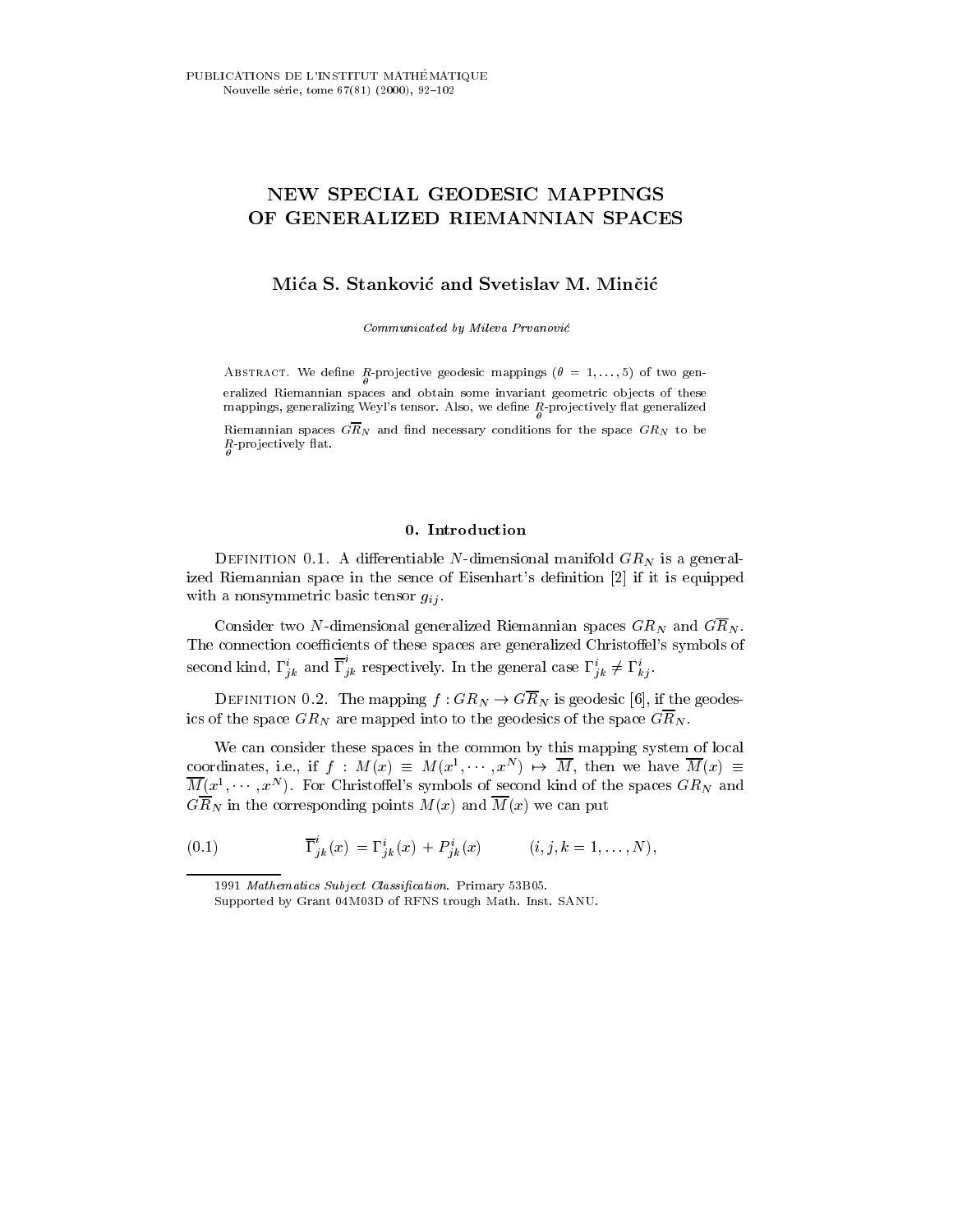// NEW SPECIAL GEODESIC MAPPINGS OF GENERALIZED RIEMANNIAN SPACES

**Mića S. Stanković and Svetislav M. Minčić**

*Communicated by Mileva Prvanović*

Abstract. We define $\underset{\theta}{R}$-projective geodesic mappings ($\theta = 1, \dots, 5$) of two generalized Riemannian spaces and obtain some invariant geometric objects of these mappings, generalizing Weyl's tensor. Also, we define $\underset{\theta}{R}$-projectively flat generalized Riemannian spaces $G\overline{R}_N$ and find necessary conditions for the space $GR_N$ to be $\underset{\theta}{R}$-projectively flat.

## 0. Introduction

Definition 0.1. A differentiable $N$-dimensional manifold $GR_N$ is a generalized Riemannian space in the sence of Eisenhart's definition [2] if it is equipped with a nonsymmetric basic tensor $g_{ij}$.

Consider two $N$-dimensional generalized Riemannian spaces $GR_N$ and $G\overline{R}_N$. The connection coefficients of these spaces are generalized Christoffel's symbols of second kind, $\Gamma^i_{jk}$ and $\overline{\Gamma}^i_{jk}$ respectively. In the general case $\Gamma^i_{jk} \neq \Gamma^i_{kj}$.

Definition 0.2. The mapping $f : GR_N \to G\overline{R}_N$ is geodesic [6], if the geodesics of the space $GR_N$ are mapped into to the geodesics of the space $G\overline{R}_N$.

We can consider these spaces in the common by this mapping system of local coordinates, i.e., if $f : M(x) \equiv M(x^1, \cdots, x^N) \mapsto \overline{M}$, then we have $\overline{M}(x) \equiv \overline{M}(x^1, \cdots, x^N)$. For Christoffel's symbols of second kind of the spaces $GR_N$ and $G\overline{R}_N$ in the corresponding points $M(x)$ and $\overline{M}(x)$ we can put

$$\overline{\Gamma}^i_{jk}(x) = \Gamma^i_{jk}(x) + P^i_{jk}(x) \qquad (i, j, k = 1, \dots, N), \tag{0.1}$$

1991 *Mathematics Subject Classification*. Primary 53B05.

Supported by Grant 04M03D of RFNS trough Math. Inst. SANU.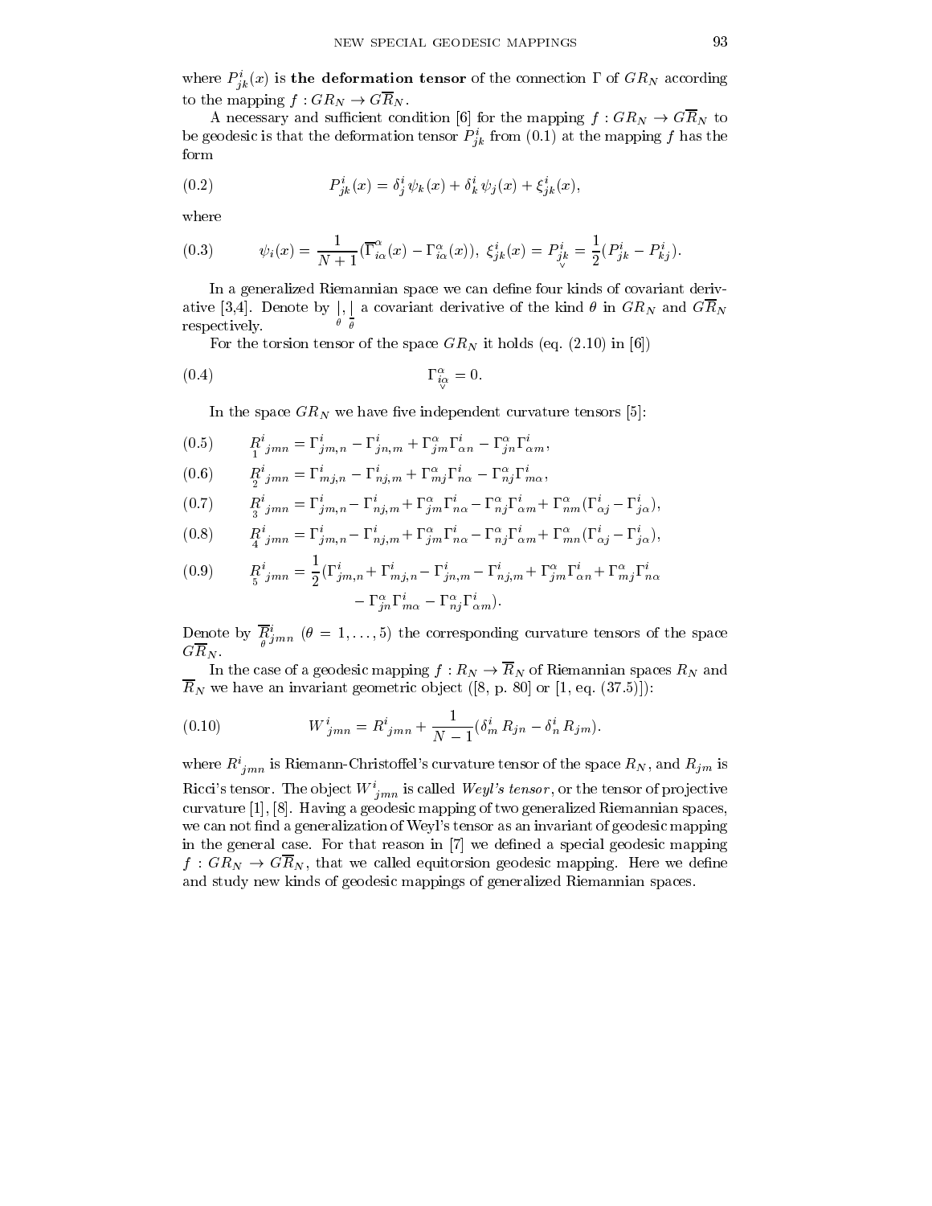where $P^i_{jk}(x)$ is **the deformation tensor** of the connection $\Gamma$ of $GR_N$ according to the mapping $f : GR_N \to G\overline{R}_N$.

A necessary and sufficient condition [6] for the mapping $f : GR_N \to G\overline{R}_N$ to be geodesic is that the deformation tensor $P^i_{jk}$ from (0.1) at the mapping $f$ has the form

$$
P^i_{jk}(x) = \delta^i_j \psi_k(x) + \delta^i_k \psi_j(x) + \xi^i_{jk}(x), \tag{0.2}
$$

where

$$
\psi_i(x) = \frac{1}{N+1}(\overline{\Gamma}^\alpha_{i\alpha}(x) - \Gamma^\alpha_{i\alpha}(x)),\ \xi^i_{jk}(x) = P^i_{\underset{\vee}{jk}} = \frac{1}{2}(P^i_{jk} - P^i_{kj}). \tag{0.3}
$$

In a generalized Riemannian space we can define four kinds of covariant derivative [3,4]. Denote by $\underset{\theta}{|}, \underset{\overline{\theta}}{|}$ a covariant derivative of the kind $\theta$ in $GR_N$ and $G\overline{R}_N$ respectively.

For the torsion tensor of the space $GR_N$ it holds (eq. (2.10) in [6])

$$
\Gamma^\alpha_{\underset{\vee}{i\alpha}} = 0. \tag{0.4}
$$

In the space $GR_N$ we have five independent curvature tensors [5]:

$$
\underset{1}{R}{}^i{}_{jmn} = \Gamma^i_{jm,n} - \Gamma^i_{jn,m} + \Gamma^\alpha_{jm}\Gamma^i_{\alpha n} - \Gamma^\alpha_{jn}\Gamma^i_{\alpha m}, \tag{0.5}
$$

$$
\underset{2}{R}{}^i{}_{jmn} = \Gamma^i_{mj,n} - \Gamma^i_{nj,m} + \Gamma^\alpha_{mj}\Gamma^i_{n\alpha} - \Gamma^\alpha_{nj}\Gamma^i_{m\alpha}, \tag{0.6}
$$

$$
\underset{3}{R}{}^i{}_{jmn} = \Gamma^i_{jm,n} - \Gamma^i_{nj,m} + \Gamma^\alpha_{jm}\Gamma^i_{n\alpha} - \Gamma^\alpha_{nj}\Gamma^i_{\alpha m} + \Gamma^\alpha_{nm}(\Gamma^i_{\alpha j} - \Gamma^i_{j\alpha}), \tag{0.7}
$$

$$
\underset{4}{R}{}^i{}_{jmn} = \Gamma^i_{jm,n} - \Gamma^i_{nj,m} + \Gamma^\alpha_{jm}\Gamma^i_{n\alpha} - \Gamma^\alpha_{nj}\Gamma^i_{\alpha m} + \Gamma^\alpha_{mn}(\Gamma^i_{\alpha j} - \Gamma^i_{j\alpha}), \tag{0.8}
$$

$$
\begin{aligned}
\underset{5}{R}{}^i{}_{jmn} = \frac{1}{2}(&\Gamma^i_{jm,n} + \Gamma^i_{mj,n} - \Gamma^i_{jn,m} - \Gamma^i_{nj,m} + \Gamma^\alpha_{jm}\Gamma^i_{\alpha n} + \Gamma^\alpha_{mj}\Gamma^i_{n\alpha} \\
&- \Gamma^\alpha_{jn}\Gamma^i_{m\alpha} - \Gamma^\alpha_{nj}\Gamma^i_{\alpha m}).
\end{aligned} \tag{0.9}
$$

Denote by $\underset{\theta}{\overline{R}}{}^i_{jmn}$ $(\theta = 1, \dots, 5)$ the corresponding curvature tensors of the space $G\overline{R}_N$.

In the case of a geodesic mapping $f : R_N \to \overline{R}_N$ of Riemannian spaces $R_N$ and $\overline{R}_N$ we have an invariant geometric object ([8, p. 80] or [1, eq. (37.5)]):

$$
W^i{}_{jmn} = R^i{}_{jmn} + \frac{1}{N-1}(\delta^i_m R_{jn} - \delta^i_n R_{jm}). \tag{0.10}
$$

where $R^i{}_{jmn}$ is Riemann-Christoffel's curvature tensor of the space $R_N$, and $R_{jm}$ is Ricci's tensor. The object $W^i{}_{jmn}$ is called *Weyl's tensor*, or the tensor of projective curvature [1], [8]. Having a geodesic mapping of two generalized Riemannian spaces, we can not find a generalization of Weyl's tensor as an invariant of geodesic mapping in the general case. For that reason in [7] we defined a special geodesic mapping $f : GR_N \to G\overline{R}_N$, that we called equitorsion geodesic mapping. Here we define and study new kinds of geodesic mappings of generalized Riemannian spaces.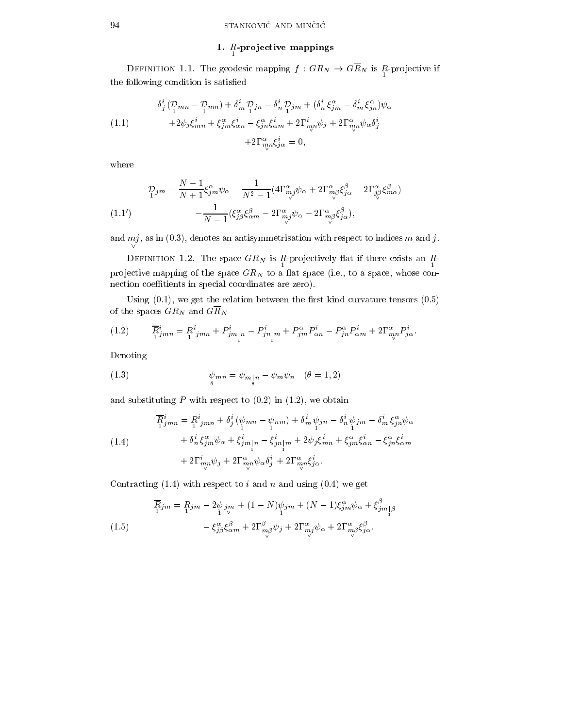## 1. $\underset{1}{R}$-projective mappings

Definition 1.1. The geodesic mapping $f : GR_N \to G\overline{R}_N$ is $\underset{1}{R}$-projective if the following condition is satisfied

$$
\begin{aligned}
&\delta^i_j(\underset{1}{\mathcal{D}}_{mn} - \underset{1}{\mathcal{D}}_{nm}) + \delta^i_m \underset{1}{\mathcal{D}}_{jn} - \delta^i_n \underset{1}{\mathcal{D}}_{jm} + (\delta^i_n \xi^\alpha_{jm} - \delta^i_m \xi^\alpha_{jn})\psi_\alpha \\
&\quad + 2\psi_j \xi^i_{mn} + \xi^\alpha_{jm}\xi^i_{\alpha n} - \xi^\alpha_{jn}\xi^i_{\alpha m} + 2\Gamma^i_{\underset{\vee}{mn}}\psi_j + 2\Gamma^\alpha_{\underset{\vee}{mn}}\psi_\alpha \delta^i_j \\
&\quad + 2\Gamma^\alpha_{\underset{\vee}{mn}}\xi^i_{j\alpha} = 0,
\end{aligned}
\tag{1.1}
$$

where

$$
\begin{aligned}
\underset{1}{\mathcal{D}}_{jm} = &\frac{N-1}{N+1}\xi^\alpha_{jm}\psi_\alpha - \frac{1}{N^2-1}(4\Gamma^\alpha_{\underset{\vee}{mj}}\psi_\alpha + 2\Gamma^\alpha_{\underset{\vee}{m\beta}}\xi^\beta_{j\alpha} - 2\Gamma^\alpha_{\underset{\vee}{j\beta}}\xi^\beta_{m\alpha}) \\
&-\frac{1}{N-1}(\xi^\alpha_{j\beta}\xi^\beta_{\alpha m} - 2\Gamma^\alpha_{\underset{\vee}{mj}}\psi_\alpha - 2\Gamma^\alpha_{\underset{\vee}{m\beta}}\xi^\beta_{j\alpha}),
\end{aligned}
\tag{1.1'}
$$

and $\underset{\vee}{mj}$, as in (0.3), denotes an antisymmetrisation with respect to indices $m$ and $j$.

Definition 1.2. The space $GR_N$ is $\underset{1}{R}$-projectively flat if there exists an $\underset{1}{R}$-projective mapping of the space $GR_N$ to a flat space (i.e., to a space, whose connection coeffitients in special coordinates are zero).

Using (0.1), we get the relation between the first kind curvature tensors (0.5) of the spaces $GR_N$ and $G\overline{R}_N$

$$
\underset{1}{\overline{R}}{}^i_{jmn} = \underset{1}{R}{}^i_{jmn} + P^i_{jm\underset{1}{|}n} - P^i_{jn\underset{1}{|}m} + P^\alpha_{jm}P^i_{\alpha n} - P^\alpha_{jn}P^i_{\alpha m} + 2\Gamma^\alpha_{\underset{\vee}{mn}}P^i_{j\alpha}.
\tag{1.2}
$$

Denoting

$$
\underset{\theta}{\psi}_{mn} = \psi_{m\underset{\theta}{|}n} - \psi_m\psi_n \quad (\theta = 1,2)
\tag{1.3}
$$

and substituting $P$ with respect to (0.2) in (1.2), we obtain

$$
\begin{aligned}
\underset{1}{\overline{R}}{}^i_{jmn} = &\underset{1}{R}{}^i_{jmn} + \delta^i_j(\underset{1}{\psi}_{mn} - \underset{1}{\psi}_{nm}) + \delta^i_m \underset{1}{\psi}_{jn} - \delta^i_n \underset{1}{\psi}_{jm} - \delta^i_m \xi^\alpha_{jn}\psi_\alpha \\
&+ \delta^i_n \xi^\alpha_{jm}\psi_\alpha + \xi^i_{jm\underset{1}{|}n} - \xi^i_{jn\underset{1}{|}m} + 2\psi_j\xi^i_{mn} + \xi^\alpha_{jm}\xi^i_{\alpha n} - \xi^\alpha_{jn}\xi^i_{\alpha m} \\
&+ 2\Gamma^i_{\underset{\vee}{mn}}\psi_j + 2\Gamma^\alpha_{\underset{\vee}{mn}}\psi_\alpha\delta^i_j + 2\Gamma^\alpha_{\underset{\vee}{mn}}\xi^i_{j\alpha}.
\end{aligned}
\tag{1.4}
$$

Contracting (1.4) with respect to $i$ and $n$ and using (0.4) we get

$$
\begin{aligned}
\underset{1}{\overline{R}}_{jm} = &\underset{1}{R}_{jm} - 2\underset{1}{\psi}_{\underset{\vee}{jm}} + (1-N)\underset{1}{\psi}_{jm} + (N-1)\xi^\alpha_{jm}\psi_\alpha + \xi^\beta_{jm\underset{1}{|}\beta} \\
&- \xi^\alpha_{j\beta}\xi^\beta_{\alpha m} + 2\Gamma^\beta_{\underset{\vee}{m\beta}}\psi_j + 2\Gamma^\alpha_{\underset{\vee}{mj}}\psi_\alpha + 2\Gamma^\alpha_{\underset{\vee}{m\beta}}\xi^\beta_{j\alpha}.
\end{aligned}
\tag{1.5}
$$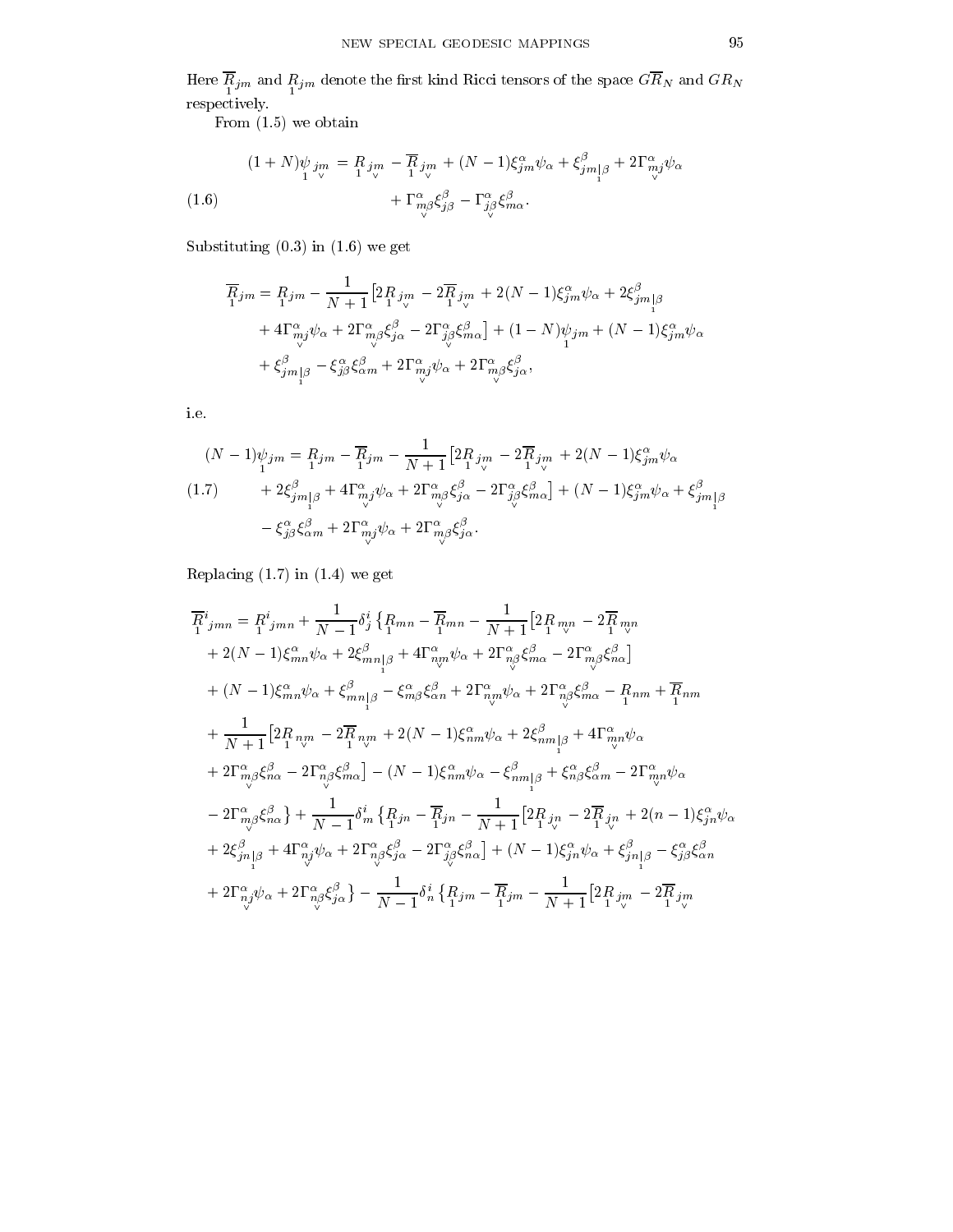Here $\overline{R}_{\underset{1}{}jm}$ and $R_{\underset{1}{}jm}$ denote the first kind Ricci tensors of the space $G\overline{R}_N$ and $GR_N$ respectively.

From (1.5) we obtain

$$
\begin{aligned}
(1+N)\psi_{\underset{1}{}\underset{\vee}{jm}} = {} & R_{\underset{1}{}\underset{\vee}{jm}} - \overline{R}_{\underset{1}{}\underset{\vee}{jm}} + (N-1)\xi^{\alpha}_{jm}\psi_\alpha + \xi^{\beta}_{jm\underset{1}{|}\beta} + 2\Gamma^{\alpha}_{\underset{\vee}{mj}}\psi_\alpha \\
& + \Gamma^{\alpha}_{\underset{\vee}{m\beta}}\xi^{\beta}_{j\beta} - \Gamma^{\alpha}_{\underset{\vee}{j\beta}}\xi^{\beta}_{m\alpha}.
\end{aligned}
\tag{1.6}
$$

Substituting (0.3) in (1.6) we get

$$
\begin{aligned}
\overline{R}_{\underset{1}{}jm} = {} & R_{\underset{1}{}jm} - \frac{1}{N+1}\big[2R_{\underset{1}{}\underset{\vee}{jm}} - 2\overline{R}_{\underset{1}{}\underset{\vee}{jm}} + 2(N-1)\xi^{\alpha}_{jm}\psi_\alpha + 2\xi^{\beta}_{jm\underset{1}{|}\beta} \\
& + 4\Gamma^{\alpha}_{\underset{\vee}{mj}}\psi_\alpha + 2\Gamma^{\alpha}_{\underset{\vee}{m\beta}}\xi^{\beta}_{j\alpha} - 2\Gamma^{\alpha}_{\underset{\vee}{j\beta}}\xi^{\beta}_{m\alpha}\big] + (1-N)\psi_{\underset{1}{}jm} + (N-1)\xi^{\alpha}_{jm}\psi_\alpha \\
& + \xi^{\beta}_{jm\underset{1}{|}\beta} - \xi^{\alpha}_{j\beta}\xi^{\beta}_{\alpha m} + 2\Gamma^{\alpha}_{\underset{\vee}{mj}}\psi_\alpha + 2\Gamma^{\alpha}_{\underset{\vee}{m\beta}}\xi^{\beta}_{j\alpha},
\end{aligned}
$$

i.e.

$$
\begin{aligned}
(N-1)\psi_{\underset{1}{}jm} = {} & R_{\underset{1}{}jm} - \overline{R}_{\underset{1}{}jm} - \frac{1}{N+1}\big[2R_{\underset{1}{}\underset{\vee}{jm}} - 2\overline{R}_{\underset{1}{}\underset{\vee}{jm}} + 2(N-1)\xi^{\alpha}_{jm}\psi_\alpha \\
& + 2\xi^{\beta}_{jm\underset{1}{|}\beta} + 4\Gamma^{\alpha}_{\underset{\vee}{mj}}\psi_\alpha + 2\Gamma^{\alpha}_{\underset{\vee}{m\beta}}\xi^{\beta}_{j\alpha} - 2\Gamma^{\alpha}_{\underset{\vee}{j\beta}}\xi^{\beta}_{m\alpha}\big] + (N-1)\xi^{\alpha}_{jm}\psi_\alpha + \xi^{\beta}_{jm\underset{1}{|}\beta} \\
& - \xi^{\alpha}_{j\beta}\xi^{\beta}_{\alpha m} + 2\Gamma^{\alpha}_{\underset{\vee}{mj}}\psi_\alpha + 2\Gamma^{\alpha}_{\underset{\vee}{m\beta}}\xi^{\beta}_{j\alpha}.
\end{aligned}
\tag{1.7}
$$

Replacing (1.7) in (1.4) we get

$$
\begin{aligned}
\overline{R}^{i}_{\underset{1}{}jmn} = {} & R^{i}_{\underset{1}{}jmn} + \frac{1}{N-1}\delta^{i}_{j}\big\{R_{\underset{1}{}mn} - \overline{R}_{\underset{1}{}mn} - \frac{1}{N+1}\big[2R_{\underset{1}{}\underset{\vee}{mn}} - 2\overline{R}_{\underset{1}{}\underset{\vee}{mn}} \\
& + 2(N-1)\xi^{\alpha}_{mn}\psi_\alpha + 2\xi^{\beta}_{mn\underset{1}{|}\beta} + 4\Gamma^{\alpha}_{\underset{\vee}{nm}}\psi_\alpha + 2\Gamma^{\alpha}_{\underset{\vee}{n\beta}}\xi^{\beta}_{m\alpha} - 2\Gamma^{\alpha}_{\underset{\vee}{m\beta}}\xi^{\beta}_{n\alpha}\big] \\
& + (N-1)\xi^{\alpha}_{mn}\psi_\alpha + \xi^{\beta}_{mn\underset{1}{|}\beta} - \xi^{\alpha}_{m\beta}\xi^{\beta}_{\alpha n} + 2\Gamma^{\alpha}_{\underset{\vee}{nm}}\psi_\alpha + 2\Gamma^{\alpha}_{\underset{\vee}{n\beta}}\xi^{\beta}_{m\alpha} - R_{\underset{1}{}nm} + \overline{R}_{\underset{1}{}nm} \\
& + \frac{1}{N+1}\big[2R_{\underset{1}{}\underset{\vee}{nm}} - 2\overline{R}_{\underset{1}{}\underset{\vee}{nm}} + 2(N-1)\xi^{\alpha}_{nm}\psi_\alpha + 2\xi^{\beta}_{nm\underset{1}{|}\beta} + 4\Gamma^{\alpha}_{\underset{\vee}{mn}}\psi_\alpha \\
& + 2\Gamma^{\alpha}_{\underset{\vee}{m\beta}}\xi^{\beta}_{n\alpha} - 2\Gamma^{\alpha}_{\underset{\vee}{n\beta}}\xi^{\beta}_{m\alpha}\big] - (N-1)\xi^{\alpha}_{nm}\psi_\alpha - \xi^{\beta}_{nm\underset{1}{|}\beta} + \xi^{\alpha}_{n\beta}\xi^{\beta}_{\alpha m} - 2\Gamma^{\alpha}_{\underset{\vee}{mn}}\psi_\alpha \\
& - 2\Gamma^{\alpha}_{\underset{\vee}{m\beta}}\xi^{\beta}_{n\alpha}\big\} + \frac{1}{N-1}\delta^{i}_{m}\big\{R_{\underset{1}{}jn} - \overline{R}_{\underset{1}{}jn} - \frac{1}{N+1}\big[2R_{\underset{1}{}\underset{\vee}{jn}} - 2\overline{R}_{\underset{1}{}\underset{\vee}{jn}} + 2(n-1)\xi^{\alpha}_{jn}\psi_\alpha \\
& + 2\xi^{\beta}_{jn\underset{1}{|}\beta} + 4\Gamma^{\alpha}_{\underset{\vee}{nj}}\psi_\alpha + 2\Gamma^{\alpha}_{\underset{\vee}{n\beta}}\xi^{\beta}_{j\alpha} - 2\Gamma^{\alpha}_{\underset{\vee}{j\beta}}\xi^{\beta}_{n\alpha}\big] + (N-1)\xi^{\alpha}_{jn}\psi_\alpha + \xi^{\beta}_{jn\underset{1}{|}\beta} - \xi^{\alpha}_{j\beta}\xi^{\beta}_{\alpha n} \\
& + 2\Gamma^{\alpha}_{\underset{\vee}{nj}}\psi_\alpha + 2\Gamma^{\alpha}_{\underset{\vee}{n\beta}}\xi^{\beta}_{j\alpha}\big\} - \frac{1}{N-1}\delta^{i}_{n}\big\{R_{\underset{1}{}jm} - \overline{R}_{\underset{1}{}jm} - \frac{1}{N+1}\big[2R_{\underset{1}{}\underset{\vee}{jm}} - 2\overline{R}_{\underset{1}{}\underset{\vee}{jm}}
\end{aligned}
$$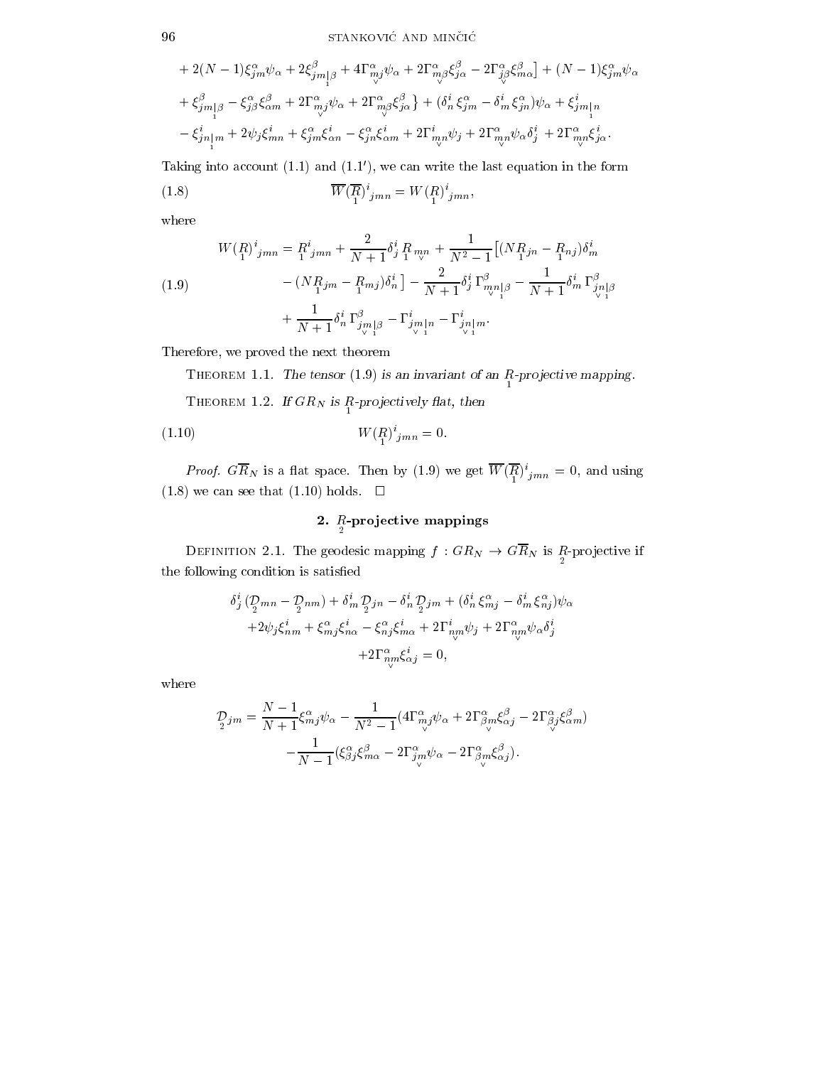$$
\begin{aligned}
&+2(N-1)\xi^{\alpha}_{jm}\psi_{\alpha}+2\xi^{\beta}_{jm\underset{1}{|}\beta}+4\Gamma^{\alpha}_{\underset{\vee}{mj}}\psi_{\alpha}+2\Gamma^{\alpha}_{\underset{\vee}{m\beta}}\xi^{\beta}_{j\alpha}-2\Gamma^{\alpha}_{\underset{\vee}{j\beta}}\xi^{\beta}_{m\alpha}\big]+(N-1)\xi^{\alpha}_{jm}\psi_{\alpha}\\
&+\xi^{\beta}_{jm\underset{1}{|}\beta}-\xi^{\alpha}_{j\beta}\xi^{\beta}_{\alpha m}+2\Gamma^{\alpha}_{\underset{\vee}{mj}}\psi_{\alpha}+2\Gamma^{\alpha}_{\underset{\vee}{m\beta}}\xi^{\beta}_{j\alpha}\big\}+(\delta^{i}_{n}\xi^{\alpha}_{jm}-\delta^{i}_{m}\xi^{\alpha}_{jn})\psi_{\alpha}+\xi^{i}_{jm\underset{1}{|}n}\\
&-\xi^{i}_{jn\underset{1}{|}m}+2\psi_{j}\xi^{i}_{mn}+\xi^{\alpha}_{jm}\xi^{i}_{\alpha n}-\xi^{\alpha}_{jn}\xi^{i}_{\alpha m}+2\Gamma^{i}_{\underset{\vee}{mn}}\psi_{j}+2\Gamma^{\alpha}_{\underset{\vee}{mn}}\psi_{\alpha}\delta^{i}_{j}+2\Gamma^{\alpha}_{\underset{\vee}{mn}}\xi^{i}_{j\alpha}.
\end{aligned}
$$

Taking into account (1.1) and (1.1′), we can write the last equation in the form

$$
\overline{W}(\underset{1}{\overline{R}})^{i}{}_{jmn}=W(\underset{1}{R})^{i}{}_{jmn}, \tag{1.8}
$$

where

$$
\begin{aligned}
W(\underset{1}{R})^{i}{}_{jmn}=\underset{1}{R}^{i}{}_{jmn}&+\frac{2}{N+1}\delta^{i}_{j}\underset{1}{R}_{\underset{\vee}{mn}}+\frac{1}{N^{2}-1}\big[(N\underset{1}{R}_{jn}-\underset{1}{R}_{nj})\delta^{i}_{m}\\
&-(N\underset{1}{R}_{jm}-\underset{1}{R}_{mj})\delta^{i}_{n}\big]-\frac{2}{N+1}\delta^{i}_{j}\Gamma^{\beta}_{\underset{\vee}{mn}\underset{1}{|}\beta}-\frac{1}{N+1}\delta^{i}_{m}\Gamma^{\beta}_{\underset{\vee}{jn}\underset{1}{|}\beta}\\
&+\frac{1}{N+1}\delta^{i}_{n}\Gamma^{\beta}_{\underset{\vee}{jm}\underset{1}{|}\beta}-\Gamma^{i}_{\underset{\vee}{jm}\underset{1}{|}n}-\Gamma^{i}_{\underset{\vee}{jn}\underset{1}{|}m}.
\end{aligned}
\tag{1.9}
$$

Therefore, we proved the next theorem

THEOREM 1.1. *The tensor (1.9) is an invariant of an $\underset{1}{R}$-projective mapping.*

THEOREM 1.2. *If $GR_N$ is $\underset{1}{R}$-projectively flat, then*

$$
W(\underset{1}{R})^{i}{}_{jmn}=0. \tag{1.10}
$$

*Proof.* $G\overline{R}_N$ is a flat space. Then by (1.9) we get $\overline{W}(\underset{1}{\overline{R}})^{i}{}_{jmn}=0$, and using (1.8) we can see that (1.10) holds. □

## 2. $\underset{2}{R}$-projective mappings

DEFINITION 2.1. The geodesic mapping $f: GR_N \to G\overline{R}_N$ is $\underset{2}{R}$-projective if the following condition is satisfied

$$
\begin{aligned}
\delta^{i}_{j}(\underset{2}{\mathcal{D}}_{mn}-\underset{2}{\mathcal{D}}_{nm})+\delta^{i}_{m}\underset{2}{\mathcal{D}}_{jn}-\delta^{i}_{n}\underset{2}{\mathcal{D}}_{jm}+(\delta^{i}_{n}\xi^{\alpha}_{mj}-\delta^{i}_{m}\xi^{\alpha}_{nj})\psi_{\alpha}\\
+2\psi_{j}\xi^{i}_{nm}+\xi^{\alpha}_{mj}\xi^{i}_{n\alpha}-\xi^{\alpha}_{nj}\xi^{i}_{m\alpha}+2\Gamma^{i}_{\underset{\vee}{nm}}\psi_{j}+2\Gamma^{\alpha}_{\underset{\vee}{nm}}\psi_{\alpha}\delta^{i}_{j}\\
+2\Gamma^{\alpha}_{\underset{\vee}{nm}}\xi^{i}_{\alpha j}=0,
\end{aligned}
$$

where

$$
\begin{aligned}
\underset{2}{\mathcal{D}}_{jm}=\frac{N-1}{N+1}\xi^{\alpha}_{mj}\psi_{\alpha}&-\frac{1}{N^{2}-1}(4\Gamma^{\alpha}_{\underset{\vee}{mj}}\psi_{\alpha}+2\Gamma^{\alpha}_{\underset{\vee}{\beta m}}\xi^{\beta}_{\alpha j}-2\Gamma^{\alpha}_{\underset{\vee}{\beta j}}\xi^{\beta}_{\alpha m})\\
&-\frac{1}{N-1}(\xi^{\alpha}_{\beta j}\xi^{\beta}_{m\alpha}-2\Gamma^{\alpha}_{\underset{\vee}{jm}}\psi_{\alpha}-2\Gamma^{\alpha}_{\underset{\vee}{\beta m}}\xi^{\beta}_{\alpha j}).
\end{aligned}
$$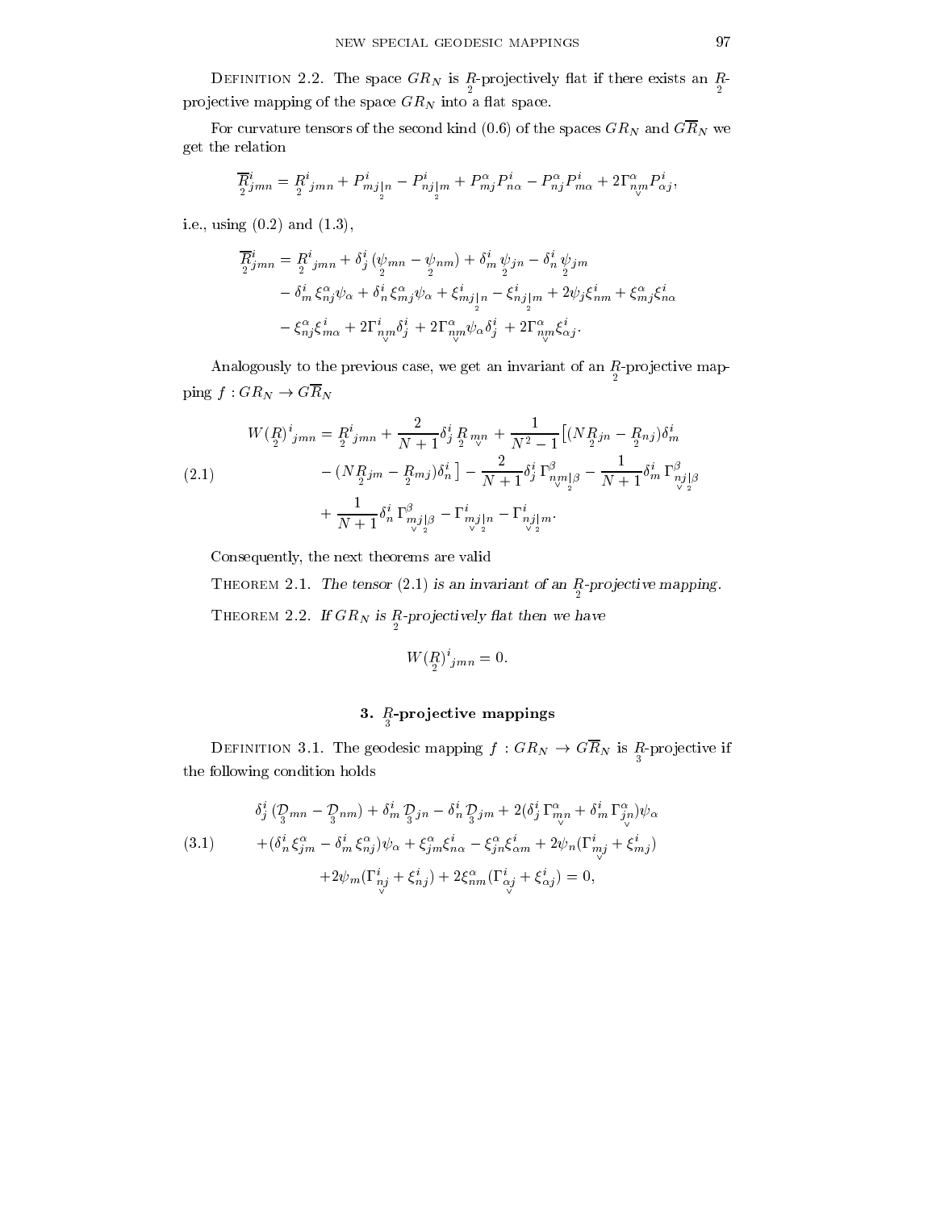DEFINITION 2.2. The space $GR_N$ is $\underset{2}{R}$-projectively flat if there exists an $\underset{2}{R}$-projective mapping of the space $GR_N$ into a flat space.

For curvature tensors of the second kind (0.6) of the spaces $GR_N$ and $G\overline{R}_N$ we get the relation

$$\underset{2}{\overline{R}}{}^i_{jmn} = \underset{2}{R}{}^i{}_{jmn} + P^i_{mj\underset{2}{|}n} - P^i_{nj\underset{2}{|}m} + P^\alpha_{mj}P^i_{n\alpha} - P^\alpha_{nj}P^i_{m\alpha} + 2\Gamma^\alpha_{\underset{\vee}{nm}}P^i_{\alpha j},$$

i.e., using (0.2) and (1.3),

$$\begin{aligned}
\underset{2}{\overline{R}}{}^i_{jmn} = {} & \underset{2}{R}{}^i{}_{jmn} + \delta^i_j\,(\underset{2}{\psi}_{mn} - \underset{2}{\psi}_{nm}) + \delta^i_m\,\underset{2}{\psi}_{jn} - \delta^i_n\,\underset{2}{\psi}_{jm} \\
& - \delta^i_m\,\xi^\alpha_{nj}\psi_\alpha + \delta^i_n\,\xi^\alpha_{mj}\psi_\alpha + \xi^i_{mj\underset{2}{|}n} - \xi^i_{nj\underset{2}{|}m} + 2\psi_j\xi^i_{nm} + \xi^\alpha_{mj}\xi^i_{n\alpha} \\
& - \xi^\alpha_{nj}\xi^i_{m\alpha} + 2\Gamma^i_{\underset{\vee}{nm}}\delta^i_j + 2\Gamma^\alpha_{\underset{\vee}{nm}}\psi_\alpha\delta^i_j + 2\Gamma^\alpha_{\underset{\vee}{nm}}\xi^i_{\alpha j}.
\end{aligned}$$

Analogously to the previous case, we get an invariant of an $\underset{2}{R}$-projective mapping $f : GR_N \to G\overline{R}_N$

$$\begin{aligned}
W(\underset{2}{R})^i{}_{jmn} = {} & \underset{2}{R}{}^i{}_{jmn} + \frac{2}{N+1}\delta^i_j\,\underset{2}{R}_{\underset{\vee}{mn}} + \frac{1}{N^2-1}\big[(N\underset{2}{R}_{jn} - \underset{2}{R}_{nj})\delta^i_m \\
& - (N\underset{2}{R}_{jm} - \underset{2}{R}_{mj})\delta^i_n\big] - \frac{2}{N+1}\delta^i_j\,\Gamma^\beta_{\underset{\vee}{nm}\underset{2}{|}\beta} - \frac{1}{N+1}\delta^i_m\,\Gamma^\beta_{\underset{\vee}{nj}\underset{2}{|}\beta} \\
& + \frac{1}{N+1}\delta^i_n\,\Gamma^\beta_{\underset{\vee}{mj}\underset{2}{|}\beta} - \Gamma^i_{\underset{\vee}{mj}\underset{2}{|}n} - \Gamma^i_{\underset{\vee}{nj}\underset{2}{|}m}.
\end{aligned} \tag{2.1}$$

Consequently, the next theorems are valid

THEOREM 2.1. *The tensor (2.1) is an invariant of an $\underset{2}{R}$-projective mapping.*

THEOREM 2.2. *If $GR_N$ is $\underset{2}{R}$-projectively flat then we have*

$$W(\underset{2}{R})^i{}_{jmn} = 0.$$

## 3. $\underset{3}{R}$-projective mappings

DEFINITION 3.1. The geodesic mapping $f : GR_N \to G\overline{R}_N$ is $\underset{3}{R}$-projective if the following condition holds

$$\begin{aligned}
& \delta^i_j\,(\underset{3}{\mathcal{D}}_{mn} - \underset{3}{\mathcal{D}}_{nm}) + \delta^i_m\,\underset{3}{\mathcal{D}}_{jn} - \delta^i_n\,\underset{3}{\mathcal{D}}_{jm} + 2(\delta^i_j\,\Gamma^\alpha_{\underset{\vee}{mn}} + \delta^i_m\,\Gamma^\alpha_{\underset{\vee}{jn}})\psi_\alpha \\
& +(\delta^i_n\,\xi^\alpha_{jm} - \delta^i_m\,\xi^\alpha_{nj})\psi_\alpha + \xi^\alpha_{jm}\xi^i_{n\alpha} - \xi^\alpha_{jn}\xi^i_{\alpha m} + 2\psi_n(\Gamma^i_{\underset{\vee}{mj}} + \xi^i_{mj}) \\
& +2\psi_m(\Gamma^i_{\underset{\vee}{nj}} + \xi^i_{nj}) + 2\xi^\alpha_{nm}(\Gamma^i_{\underset{\vee}{\alpha j}} + \xi^i_{\alpha j}) = 0,
\end{aligned} \tag{3.1}$$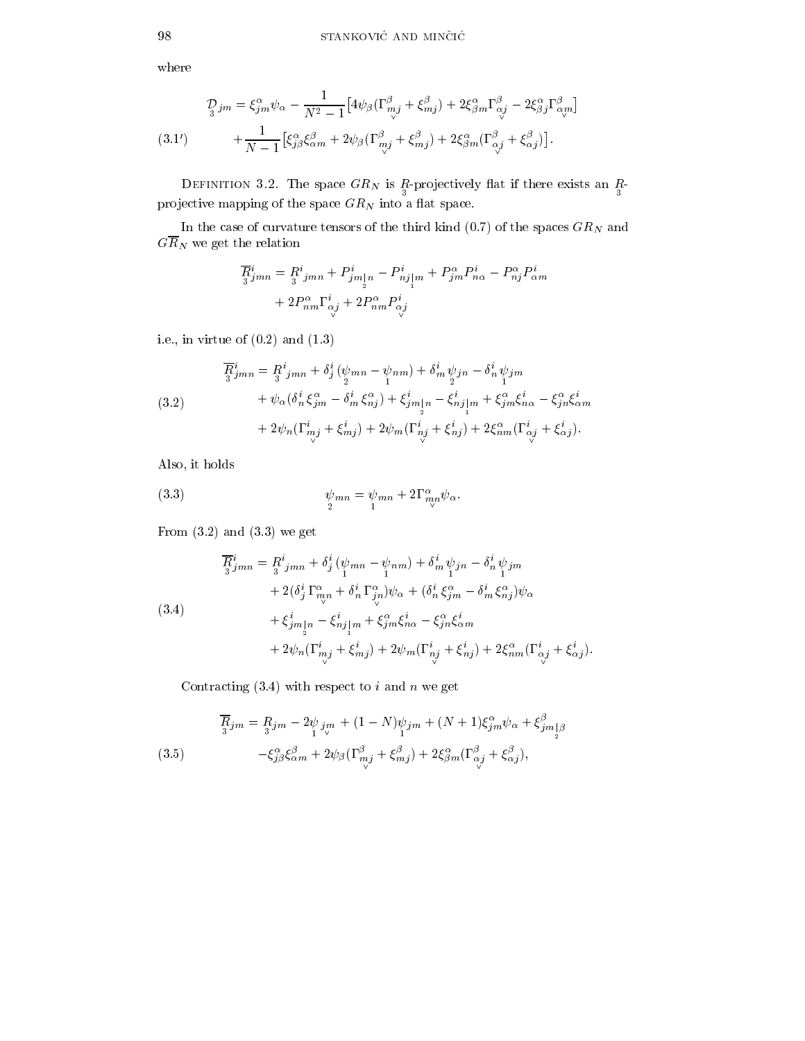where

$$
\begin{aligned}
\underset{3}{\mathcal{D}}_{jm} &= \xi^{\alpha}_{jm}\psi_{\alpha} - \frac{1}{N^2-1}\big[4\psi_{\beta}(\Gamma^{\beta}_{\underset{\vee}{mj}} + \xi^{\beta}_{mj}) + 2\xi^{\alpha}_{\beta m}\Gamma^{\beta}_{\underset{\vee}{\alpha j}} - 2\xi^{\alpha}_{\beta j}\Gamma^{\beta}_{\underset{\vee}{\alpha m}}\big] \\
&\quad + \frac{1}{N-1}\big[\xi^{\alpha}_{j\beta}\xi^{\beta}_{\alpha m} + 2\psi_{\beta}(\Gamma^{\beta}_{\underset{\vee}{mj}} + \xi^{\beta}_{mj}) + 2\xi^{\alpha}_{\beta m}(\Gamma^{\beta}_{\underset{\vee}{\alpha j}} + \xi^{\beta}_{\alpha j})\big].
\end{aligned}
\tag{3.1'}
$$

Definition 3.2. The space $GR_N$ is $\underset{3}{R}$-projectively flat if there exists an $\underset{3}{R}$-projective mapping of the space $GR_N$ into a flat space.

In the case of curvature tensors of the third kind (0.7) of the spaces $GR_N$ and $G\overline{R}_N$ we get the relation

$$
\begin{aligned}
\underset{3}{\overline{R}}{}^{i}_{jmn} &= \underset{3}{R}{}^{i}{}_{jmn} + P^{i}_{jm\underset{2}{|}n} - P^{i}_{nj\underset{1}{|}m} + P^{\alpha}_{jm}P^{i}_{n\alpha} - P^{\alpha}_{nj}P^{i}_{\alpha m} \\
&\quad + 2P^{\alpha}_{nm}\Gamma^{i}_{\underset{\vee}{\alpha j}} + 2P^{\alpha}_{nm}P^{i}_{\underset{\vee}{\alpha j}}
\end{aligned}
$$

i.e., in virtue of (0.2) and (1.3)

$$
\begin{aligned}
\underset{3}{\overline{R}}{}^{i}_{jmn} &= \underset{3}{R}{}^{i}{}_{jmn} + \delta^{i}_{j}(\underset{2}{\psi}_{mn} - \underset{1}{\psi}_{nm}) + \delta^{i}_{m}\underset{2}{\psi}_{jn} - \delta^{i}_{n}\underset{1}{\psi}_{jm} \\
&\quad + \psi_{\alpha}(\delta^{i}_{n}\xi^{\alpha}_{jm} - \delta^{i}_{m}\xi^{\alpha}_{nj}) + \xi^{i}_{jm\underset{2}{|}n} - \xi^{i}_{nj\underset{1}{|}m} + \xi^{\alpha}_{jm}\xi^{i}_{n\alpha} - \xi^{\alpha}_{jn}\xi^{i}_{\alpha m} \\
&\quad + 2\psi_{n}(\Gamma^{i}_{\underset{\vee}{mj}} + \xi^{i}_{mj}) + 2\psi_{m}(\Gamma^{i}_{\underset{\vee}{nj}} + \xi^{i}_{nj}) + 2\xi^{\alpha}_{nm}(\Gamma^{i}_{\underset{\vee}{\alpha j}} + \xi^{i}_{\alpha j}).
\end{aligned}
\tag{3.2}
$$

Also, it holds

$$
\underset{2}{\psi}_{mn} = \underset{1}{\psi}_{mn} + 2\Gamma^{\alpha}_{\underset{\vee}{mn}}\psi_{\alpha}.
\tag{3.3}
$$

From (3.2) and (3.3) we get

$$
\begin{aligned}
\underset{3}{\overline{R}}{}^{i}_{jmn} &= \underset{3}{R}{}^{i}{}_{jmn} + \delta^{i}_{j}(\underset{1}{\psi}_{mn} - \underset{1}{\psi}_{nm}) + \delta^{i}_{m}\underset{1}{\psi}_{jn} - \delta^{i}_{n}\underset{1}{\psi}_{jm} \\
&\quad + 2(\delta^{i}_{j}\Gamma^{\alpha}_{\underset{\vee}{mn}} + \delta^{i}_{n}\Gamma^{\alpha}_{\underset{\vee}{jn}})\psi_{\alpha} + (\delta^{i}_{n}\xi^{\alpha}_{jm} - \delta^{i}_{m}\xi^{\alpha}_{nj})\psi_{\alpha} \\
&\quad + \xi^{i}_{jm\underset{2}{|}n} - \xi^{i}_{nj\underset{1}{|}m} + \xi^{\alpha}_{jm}\xi^{i}_{n\alpha} - \xi^{\alpha}_{jn}\xi^{i}_{\alpha m} \\
&\quad + 2\psi_{n}(\Gamma^{i}_{\underset{\vee}{mj}} + \xi^{i}_{mj}) + 2\psi_{m}(\Gamma^{i}_{\underset{\vee}{nj}} + \xi^{i}_{nj}) + 2\xi^{\alpha}_{nm}(\Gamma^{i}_{\underset{\vee}{\alpha j}} + \xi^{i}_{\alpha j}).
\end{aligned}
\tag{3.4}
$$

Contracting (3.4) with respect to $i$ and $n$ we get

$$
\begin{aligned}
\underset{3}{\overline{R}}_{jm} &= \underset{3}{R}_{jm} - 2\underset{1}{\psi}_{\underset{\vee}{jm}} + (1-N)\underset{1}{\psi}_{jm} + (N+1)\xi^{\alpha}_{jm}\psi_{\alpha} + \xi^{\beta}_{jm\underset{2}{|}\beta} \\
&\quad - \xi^{\alpha}_{j\beta}\xi^{\beta}_{\alpha m} + 2\psi_{\beta}(\Gamma^{\beta}_{\underset{\vee}{mj}} + \xi^{\beta}_{mj}) + 2\xi^{\alpha}_{\beta m}(\Gamma^{\beta}_{\underset{\vee}{\alpha j}} + \xi^{\beta}_{\alpha j}),
\end{aligned}
\tag{3.5}
$$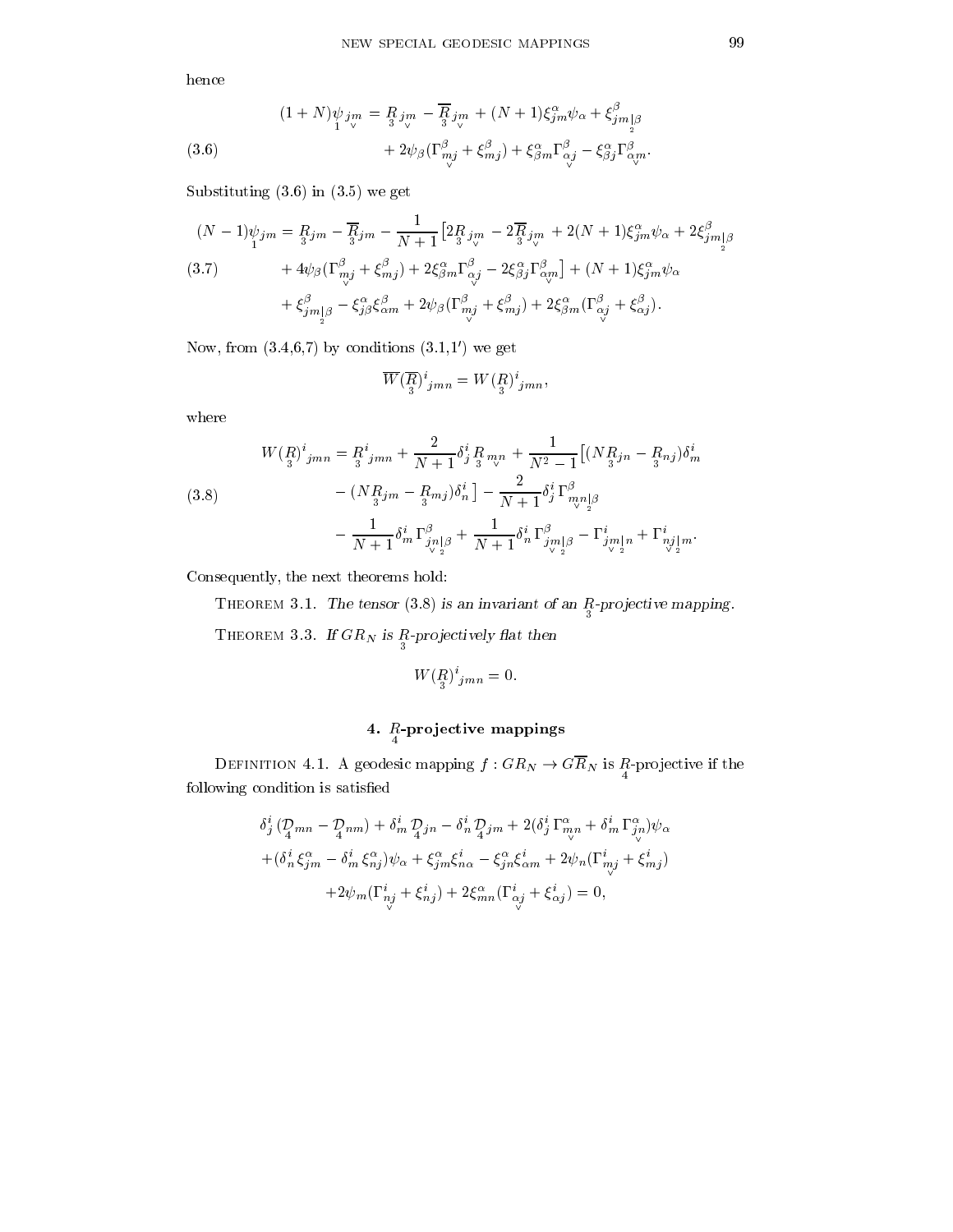hence

$$
\begin{aligned}
(1+N)\underset{1}{\psi}_{\underset{\vee}{jm}} &= \underset{3}{R}_{\underset{\vee}{jm}} - \underset{3}{\overline{R}}_{\underset{\vee}{jm}} + (N+1)\xi^{\alpha}_{jm}\psi_{\alpha} + \xi^{\beta}_{jm\underset{2}{|}\beta} \\
&\quad + 2\psi_{\beta}(\Gamma^{\beta}_{\underset{\vee}{mj}} + \xi^{\beta}_{mj}) + \xi^{\alpha}_{\beta m}\Gamma^{\beta}_{\underset{\vee}{\alpha j}} - \xi^{\alpha}_{\beta j}\Gamma^{\beta}_{\underset{\vee}{\alpha m}}.
\end{aligned}
\tag{3.6}
$$

Substituting (3.6) in (3.5) we get

$$
\begin{aligned}
(N-1)\underset{1}{\psi}_{jm} &= \underset{3}{R}_{jm} - \underset{3}{\overline{R}}_{jm} - \frac{1}{N+1}\big[2\underset{3}{R}_{\underset{\vee}{jm}} - 2\underset{3}{\overline{R}}_{\underset{\vee}{jm}} + 2(N+1)\xi^{\alpha}_{jm}\psi_{\alpha} + 2\xi^{\beta}_{jm\underset{2}{|}\beta} \\
&\quad + 4\psi_{\beta}(\Gamma^{\beta}_{\underset{\vee}{mj}} + \xi^{\beta}_{mj}) + 2\xi^{\alpha}_{\beta m}\Gamma^{\beta}_{\underset{\vee}{\alpha j}} - 2\xi^{\alpha}_{\beta j}\Gamma^{\beta}_{\underset{\vee}{\alpha m}}\big] + (N+1)\xi^{\alpha}_{jm}\psi_{\alpha} \\
&\quad + \xi^{\beta}_{jm\underset{2}{|}\beta} - \xi^{\alpha}_{j\beta}\xi^{\beta}_{\alpha m} + 2\psi_{\beta}(\Gamma^{\beta}_{\underset{\vee}{mj}} + \xi^{\beta}_{mj}) + 2\xi^{\alpha}_{\beta m}(\Gamma^{\beta}_{\underset{\vee}{\alpha j}} + \xi^{\beta}_{\alpha j}).
\end{aligned}
\tag{3.7}
$$

Now, from (3.4,6,7) by conditions (3.1,1′) we get

$$
\overline{W}(\underset{3}{\overline{R}})^{i}{}_{jmn} = W(\underset{3}{R})^{i}{}_{jmn},
$$

where

$$
\begin{aligned}
W(\underset{3}{R})^{i}{}_{jmn} &= \underset{3}{R}^{i}{}_{jmn} + \frac{2}{N+1}\delta^{i}_{j}\underset{3}{R}_{\underset{\vee}{mn}} + \frac{1}{N^2-1}\big[(N\underset{3}{R}_{jn} - \underset{3}{R}_{nj})\delta^{i}_{m} \\
&\quad - (N\underset{3}{R}_{jm} - \underset{3}{R}_{mj})\delta^{i}_{n}\big] - \frac{2}{N+1}\delta^{i}_{j}\Gamma^{\beta}_{\underset{\vee}{mn}\underset{2}{|}\beta} \\
&\quad - \frac{1}{N+1}\delta^{i}_{m}\Gamma^{\beta}_{\underset{\vee}{jn}\underset{2}{|}\beta} + \frac{1}{N+1}\delta^{i}_{n}\Gamma^{\beta}_{\underset{\vee}{jm}\underset{2}{|}\beta} - \Gamma^{i}_{\underset{\vee}{jm}\underset{2}{|}n} + \Gamma^{i}_{\underset{\vee}{nj}\underset{2}{|}m}.
\end{aligned}
\tag{3.8}
$$

Consequently, the next theorems hold:

THEOREM 3.1. *The tensor (3.8) is an invariant of an $\underset{3}{R}$-projective mapping.*

THEOREM 3.3. *If $GR_N$ is $\underset{3}{R}$-projectively flat then*

$$
W(\underset{3}{R})^{i}{}_{jmn} = 0.
$$

## 4. $\underset{4}{R}$-projective mappings

DEFINITION 4.1. A geodesic mapping $f : GR_N \to G\overline{R}_N$ is $\underset{4}{R}$-projective if the following condition is satisfied

$$
\begin{aligned}
&\delta^{i}_{j}(\underset{4}{\mathcal{D}}_{mn} - \underset{4}{\mathcal{D}}_{nm}) + \delta^{i}_{m}\underset{4}{\mathcal{D}}_{jn} - \delta^{i}_{n}\underset{4}{\mathcal{D}}_{jm} + 2(\delta^{i}_{j}\Gamma^{\alpha}_{\underset{\vee}{mn}} + \delta^{i}_{m}\Gamma^{\alpha}_{\underset{\vee}{jn}})\psi_{\alpha} \\
&+(\delta^{i}_{n}\xi^{\alpha}_{jm} - \delta^{i}_{m}\xi^{\alpha}_{nj})\psi_{\alpha} + \xi^{\alpha}_{jm}\xi^{i}_{n\alpha} - \xi^{\alpha}_{jn}\xi^{i}_{\alpha m} + 2\psi_{n}(\Gamma^{i}_{\underset{\vee}{mj}} + \xi^{i}_{mj}) \\
&\qquad +2\psi_{m}(\Gamma^{i}_{\underset{\vee}{nj}} + \xi^{i}_{nj}) + 2\xi^{\alpha}_{mn}(\Gamma^{i}_{\underset{\vee}{\alpha j}} + \xi^{i}_{\alpha j}) = 0,
\end{aligned}
$$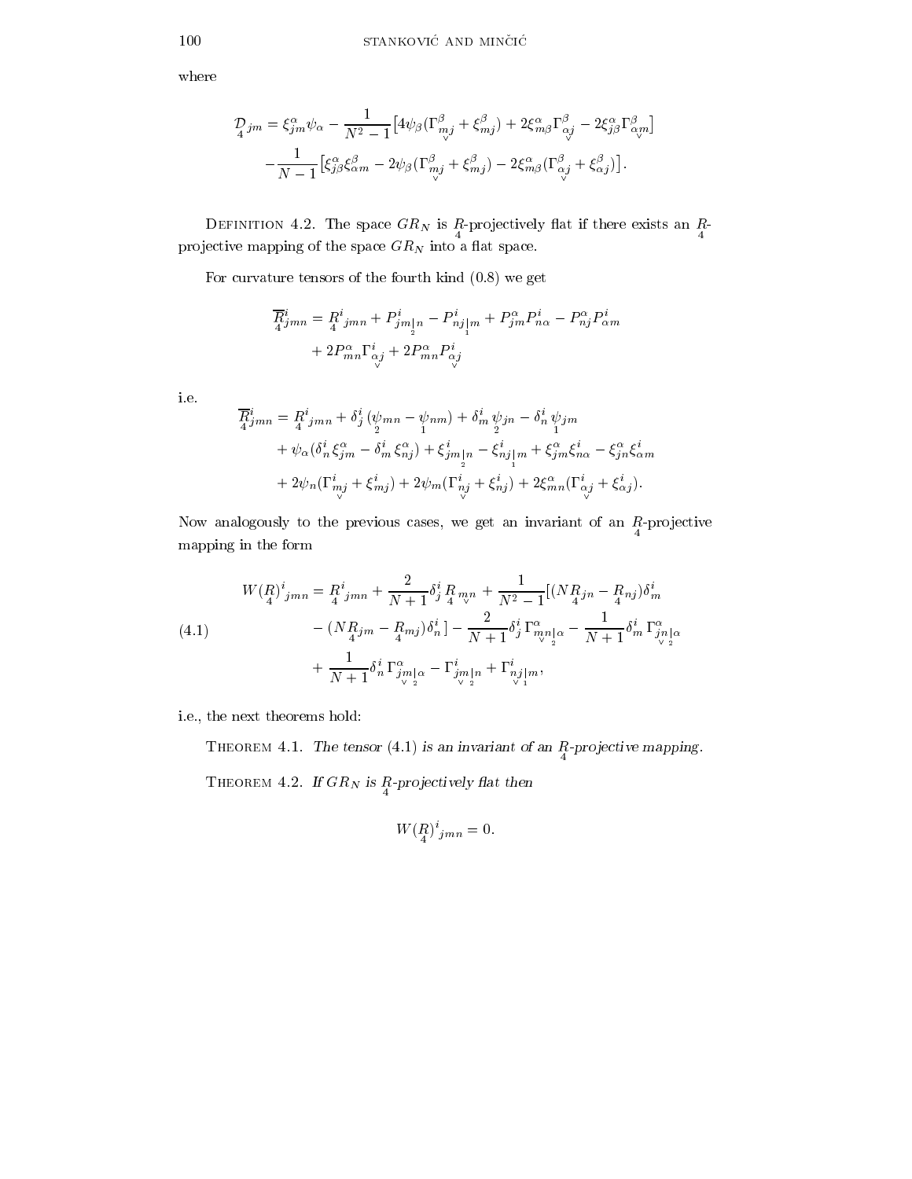where

$$
\underset{4}{\mathcal{D}}_{jm} = \xi^{\alpha}_{jm}\psi_{\alpha} - \frac{1}{N^2-1}\big[4\psi_{\beta}(\Gamma^{\beta}_{\underset{\vee}{mj}} + \xi^{\beta}_{mj}) + 2\xi^{\alpha}_{m\beta}\Gamma^{\beta}_{\underset{\vee}{\alpha j}} - 2\xi^{\alpha}_{j\beta}\Gamma^{\beta}_{\underset{\vee}{\alpha m}}\big]
$$

$$
-\frac{1}{N-1}\big[\xi^{\alpha}_{j\beta}\xi^{\beta}_{\alpha m} - 2\psi_{\beta}(\Gamma^{\beta}_{\underset{\vee}{mj}} + \xi^{\beta}_{mj}) - 2\xi^{\alpha}_{m\beta}(\Gamma^{\beta}_{\underset{\vee}{\alpha j}} + \xi^{\beta}_{\alpha j})\big].
$$

Definition 4.2. The space $GR_N$ is $\underset{4}{R}$-projectively flat if there exists an $\underset{4}{R}$-projective mapping of the space $GR_N$ into a flat space.

For curvature tensors of the fourth kind (0.8) we get

$$
\underset{4}{\overline{R}}{}^{i}_{jmn} = \underset{4}{R}{}^{i}_{jmn} + P^{i}_{jm\underset{2}{|}n} - P^{i}_{nj\underset{1}{|}m} + P^{\alpha}_{jm}P^{i}_{n\alpha} - P^{\alpha}_{nj}P^{i}_{\alpha m}
$$

$$
+ 2P^{\alpha}_{mn}\Gamma^{i}_{\underset{\vee}{\alpha j}} + 2P^{\alpha}_{mn}P^{i}_{\underset{\vee}{\alpha j}}
$$

i.e.

$$
\underset{4}{\overline{R}}{}^{i}_{jmn} = \underset{4}{R}{}^{i}_{jmn} + \delta^{i}_{j}\,(\underset{2}{\psi}_{mn} - \underset{1}{\psi}_{nm}) + \delta^{i}_{m}\,\underset{2}{\psi}_{jn} - \delta^{i}_{n}\,\underset{1}{\psi}_{jm}
$$

$$
+ \psi_{\alpha}(\delta^{i}_{n}\,\xi^{\alpha}_{jm} - \delta^{i}_{m}\,\xi^{\alpha}_{nj}) + \xi^{i}_{jm\underset{2}{|}n} - \xi^{i}_{nj\underset{1}{|}m} + \xi^{\alpha}_{jm}\xi^{i}_{n\alpha} - \xi^{\alpha}_{jn}\xi^{i}_{\alpha m}
$$

$$
+ 2\psi_{n}(\Gamma^{i}_{\underset{\vee}{mj}} + \xi^{i}_{mj}) + 2\psi_{m}(\Gamma^{i}_{\underset{\vee}{nj}} + \xi^{i}_{nj}) + 2\xi^{\alpha}_{mn}(\Gamma^{i}_{\underset{\vee}{\alpha j}} + \xi^{i}_{\alpha j}).
$$

Now analogously to the previous cases, we get an invariant of an $\underset{4}{R}$-projective mapping in the form

$$
\begin{aligned}
W(\underset{4}{R})^{i}{}_{jmn} = {} & \underset{4}{R}{}^{i}{}_{jmn} + \frac{2}{N+1}\delta^{i}_{j}\,\underset{4}{R}{}_{\underset{\vee}{mn}} + \frac{1}{N^2-1}[(N\underset{4}{R}{}_{jn} - \underset{4}{R}{}_{nj})\delta^{i}_{m} \\
& - (N\underset{4}{R}{}_{jm} - \underset{4}{R}{}_{mj})\delta^{i}_{n}] - \frac{2}{N+1}\delta^{i}_{j}\,\Gamma^{\alpha}_{\underset{\vee}{mn}\underset{2}{|}\alpha} - \frac{1}{N+1}\delta^{i}_{m}\,\Gamma^{\alpha}_{\underset{\vee}{jn}\underset{2}{|}\alpha} \\
& + \frac{1}{N+1}\delta^{i}_{n}\,\Gamma^{\alpha}_{\underset{\vee}{jm}\underset{2}{|}\alpha} - \Gamma^{i}_{\underset{\vee}{jm}\underset{2}{|}n} + \Gamma^{i}_{\underset{\vee}{nj}\underset{1}{|}m},
\end{aligned}
\tag{4.1}
$$

i.e., the next theorems hold:

Theorem 4.1. *The tensor (4.1) is an invariant of an $\underset{4}{R}$-projective mapping.*

Theorem 4.2. *If $GR_N$ is $\underset{4}{R}$-projectively flat then*

$$
W(\underset{4}{R})^{i}{}_{jmn} = 0.
$$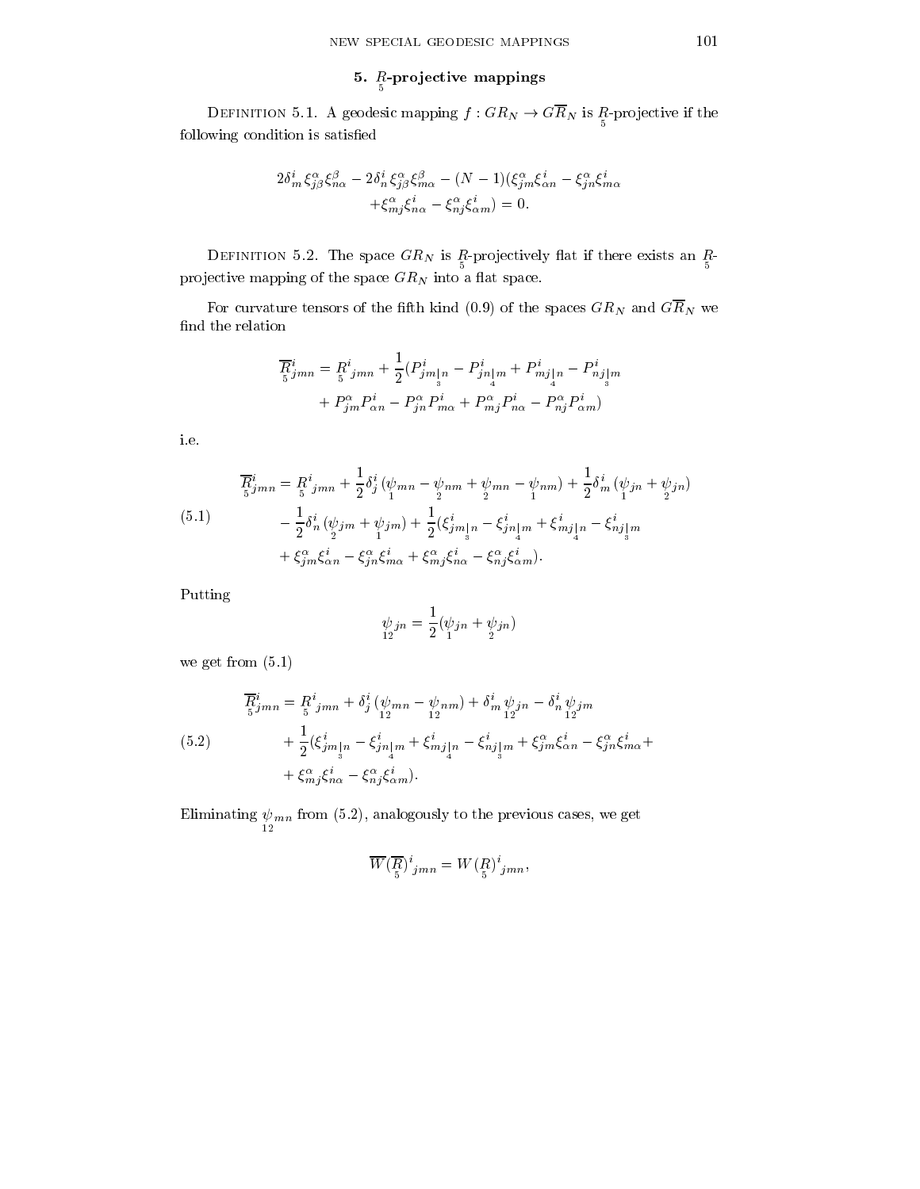## 5. $\underset{5}{R}$-projective mappings

Definition 5.1. A geodesic mapping $f : GR_N \to G\overline{R}_N$ is $\underset{5}{R}$-projective if the following condition is satisfied

$$2\delta^i_m \xi^\alpha_{j\beta}\xi^\beta_{n\alpha} - 2\delta^i_n \xi^\alpha_{j\beta}\xi^\beta_{m\alpha} - (N-1)(\xi^\alpha_{jm}\xi^i_{\alpha n} - \xi^\alpha_{jn}\xi^i_{m\alpha}$$
$$+\xi^\alpha_{mj}\xi^i_{n\alpha} - \xi^\alpha_{nj}\xi^i_{\alpha m}) = 0.$$

Definition 5.2. The space $GR_N$ is $\underset{5}{R}$-projectively flat if there exists an $\underset{5}{R}$-projective mapping of the space $GR_N$ into a flat space.

For curvature tensors of the fifth kind (0.9) of the spaces $GR_N$ and $G\overline{R}_N$ we find the relation

$$\underset{5}{\overline{R}}{}^i_{jmn} = \underset{5}{R}{}^i_{jmn} + \frac{1}{2}(P^i_{jm\underset{3}{|}n} - P^i_{jn\underset{4}{|}m} + P^i_{mj\underset{4}{|}n} - P^i_{nj\underset{3}{|}m}$$
$$+ P^\alpha_{jm}P^i_{\alpha n} - P^\alpha_{jn}P^i_{m\alpha} + P^\alpha_{mj}P^i_{n\alpha} - P^\alpha_{nj}P^i_{\alpha m})$$

i.e.

$$\begin{aligned}\underset{5}{\overline{R}}{}^i_{jmn} = {} & \underset{5}{R}{}^i_{jmn} + \frac{1}{2}\delta^i_j(\underset{1}{\psi}_{mn} - \underset{2}{\psi}_{nm} + \underset{2}{\psi}_{mn} - \underset{1}{\psi}_{nm}) + \frac{1}{2}\delta^i_m(\underset{1}{\psi}_{jn} + \underset{2}{\psi}_{jn}) \\ & - \frac{1}{2}\delta^i_n(\underset{2}{\psi}_{jm} + \underset{1}{\psi}_{jm}) + \frac{1}{2}(\xi^i_{jm\underset{3}{|}n} - \xi^i_{jn\underset{4}{|}m} + \xi^i_{mj\underset{4}{|}n} - \xi^i_{nj\underset{3}{|}m} \\ & + \xi^\alpha_{jm}\xi^i_{\alpha n} - \xi^\alpha_{jn}\xi^i_{m\alpha} + \xi^\alpha_{mj}\xi^i_{n\alpha} - \xi^\alpha_{nj}\xi^i_{\alpha m}).\end{aligned} \tag{5.1}$$

Putting

$$\underset{12}{\psi}_{jn} = \frac{1}{2}(\underset{1}{\psi}_{jn} + \underset{2}{\psi}_{jn})$$

we get from (5.1)

$$\begin{aligned}\underset{5}{\overline{R}}{}^i_{jmn} = {} & \underset{5}{R}{}^i_{jmn} + \delta^i_j(\underset{12}{\psi}_{mn} - \underset{12}{\psi}_{nm}) + \delta^i_m \underset{12}{\psi}_{jn} - \delta^i_n \underset{12}{\psi}_{jm} \\ & + \frac{1}{2}(\xi^i_{jm\underset{3}{|}n} - \xi^i_{jn\underset{4}{|}m} + \xi^i_{mj\underset{4}{|}n} - \xi^i_{nj\underset{3}{|}m} + \xi^\alpha_{jm}\xi^i_{\alpha n} - \xi^\alpha_{jn}\xi^i_{m\alpha} + \\ & + \xi^\alpha_{mj}\xi^i_{n\alpha} - \xi^\alpha_{nj}\xi^i_{\alpha m}).\end{aligned} \tag{5.2}$$

Eliminating $\underset{12}{\psi}_{mn}$ from (5.2), analogously to the previous cases, we get

$$\overline{W}(\underset{5}{\overline{R}})^i{}_{jmn} = W(\underset{5}{R})^i{}_{jmn},$$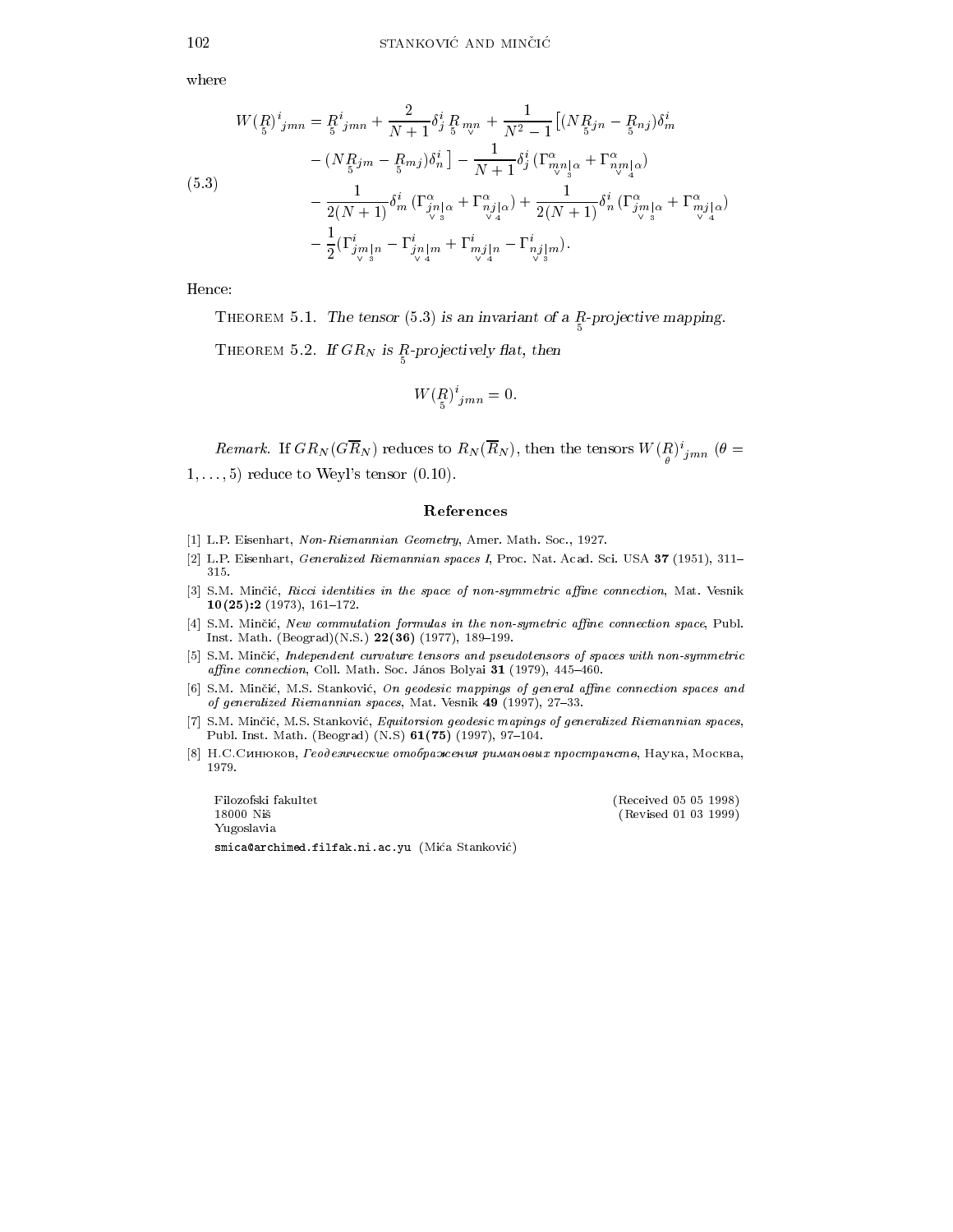where

$$
\begin{aligned}
W(\underset{5}{R})^{i}{}_{jmn} &= \underset{5}{R}^{i}{}_{jmn} + \frac{2}{N+1}\delta^{i}_{j}\underset{5}{R}_{\underset{\vee}{mn}} + \frac{1}{N^2-1}\big[(N\underset{5}{R}_{jn} - \underset{5}{R}_{nj})\delta^{i}_{m} \\
&\quad - (N\underset{5}{R}_{jm} - \underset{5}{R}_{mj})\delta^{i}_{n}\big] - \frac{1}{N+1}\delta^{i}_{j}\,(\Gamma^{\alpha}_{\underset{\vee}{mn}|\underset{3}{\alpha}} + \Gamma^{\alpha}_{\underset{\vee}{nm}|\underset{4}{\alpha}}) \\
&\quad - \frac{1}{2(N+1)}\delta^{i}_{m}\,(\Gamma^{\alpha}_{\underset{\vee}{jn}|\underset{3}{\alpha}} + \Gamma^{\alpha}_{\underset{\vee}{nj}|\underset{4}{\alpha}}) + \frac{1}{2(N+1)}\delta^{i}_{n}\,(\Gamma^{\alpha}_{\underset{\vee}{jm}|\underset{3}{\alpha}} + \Gamma^{\alpha}_{\underset{\vee}{mj}|\underset{4}{\alpha}}) \\
&\quad - \frac{1}{2}(\Gamma^{i}_{\underset{\vee}{jm}|\underset{3}{n}} - \Gamma^{i}_{\underset{\vee}{jn}|\underset{4}{m}} + \Gamma^{i}_{\underset{\vee}{mj}|\underset{4}{n}} - \Gamma^{i}_{\underset{\vee}{nj}|\underset{3}{m}}).
\end{aligned}
\tag{5.3}
$$

Hence:

THEOREM 5.1. *The tensor (5.3) is an invariant of a $\underset{5}{R}$-projective mapping.*

THEOREM 5.2. *If $GR_N$ is $\underset{5}{R}$-projectively flat, then*

$$W(\underset{5}{R})^{i}{}_{jmn} = 0.$$

*Remark.* If $GR_N(G\overline{R}_N)$ reduces to $R_N(\overline{R}_N)$, then the tensors $W(\underset{\theta}{R})^{i}{}_{jmn}$ ($\theta = 1,\dots,5$) reduce to Weyl's tensor (0.10).

## References

[1] L.P. Eisenhart, *Non-Riemannian Geometry*, Amer. Math. Soc., 1927.

[2] L.P. Eisenhart, *Generalized Riemannian spaces I*, Proc. Nat. Acad. Sci. USA **37** (1951), 311–315.

[3] S.M. Minčić, *Ricci identities in the space of non-symmetric affine connection*, Mat. Vesnik **10(25):2** (1973), 161–172.

[4] S.M. Minčić, *New commutation formulas in the non-symetric affine connection space*, Publ. Inst. Math. (Beograd)(N.S.) **22(36)** (1977), 189–199.

[5] S.M. Minčić, *Independent curvature tensors and pseudotensors of spaces with non-symmetric affine connection*, Coll. Math. Soc. János Bolyai **31** (1979), 445–460.

[6] S.M. Minčić, M.S. Stanković, *On geodesic mappings of general affine connection spaces and of generalized Riemannian spaces*, Mat. Vesnik **49** (1997), 27–33.

[7] S.M. Minčić, M.S. Stanković, *Equitorsion geodesic mapings of generalized Riemannian spaces*, Publ. Inst. Math. (Beograd) (N.S) **61(75)** (1997), 97–104.

[8] Н.С.Синюков, *Геодезические отображения римановых пространств*, Наука, Москва, 1979.

Filozofski fakultet
18000 Niš
Yugoslavia

(Received 05 05 1998)
(Revised 01 03 1999)

smica@archimed.filfak.ni.ac.yu (Mića Stanković)